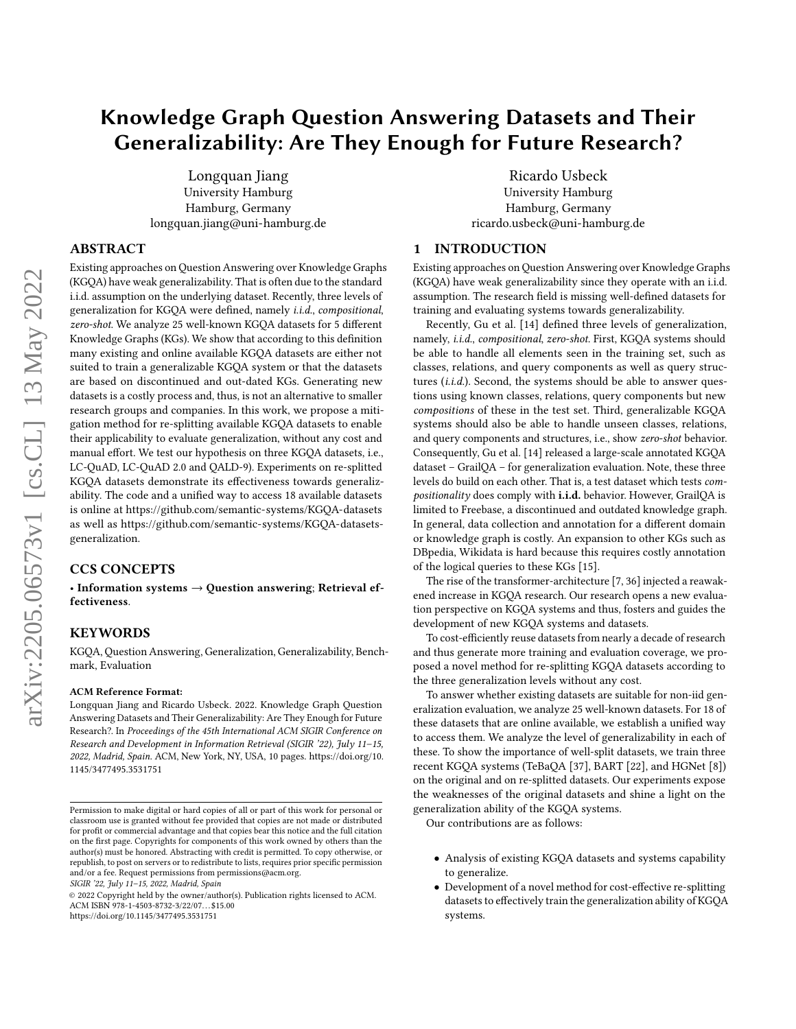# Knowledge Graph Question Answering Datasets and Their Generalizability: Are They Enough for Future Research?

Longquan Jiang
University Hamburg
Hamburg, Germany
longquan.jiang@uni-hamburg.de

Ricardo Usbeck
University Hamburg
Hamburg, Germany
ricardo.usbeck@uni-hamburg.de

## ABSTRACT

Existing approaches on Question Answering over Knowledge Graphs (KGQA) have weak generalizability. That is often due to the standard i.i.d. assumption on the underlying dataset. Recently, three levels of generalization for KGQA were defined, namely *i.i.d.*, *compositional*, *zero-shot*. We analyze 25 well-known KGQA datasets for 5 different Knowledge Graphs (KGs). We show that according to this definition many existing and online available KGQA datasets are either not suited to train a generalizable KGQA system or that the datasets are based on discontinued and out-dated KGs. Generating new datasets is a costly process and, thus, is not an alternative to smaller research groups and companies. In this work, we propose a mitigation method for re-splitting available KGQA datasets to enable their applicability to evaluate generalization, without any cost and manual effort. We test our hypothesis on three KGQA datasets, i.e., LC-QuAD, LC-QuAD 2.0 and QALD-9). Experiments on re-splitted KGQA datasets demonstrate its effectiveness towards generalizability. The code and a unified way to access 18 available datasets is online at https://github.com/semantic-systems/KGQA-datasets as well as https://github.com/semantic-systems/KGQA-datasets-generalization.

## CCS CONCEPTS

• **Information systems → Question answering**; **Retrieval effectiveness**.

## KEYWORDS

KGQA, Question Answering, Generalization, Generalizability, Benchmark, Evaluation

**ACM Reference Format:**
Longquan Jiang and Ricardo Usbeck. 2022. Knowledge Graph Question Answering Datasets and Their Generalizability: Are They Enough for Future Research?. In *Proceedings of the 45th International ACM SIGIR Conference on Research and Development in Information Retrieval (SIGIR '22), July 11–15, 2022, Madrid, Spain.* ACM, New York, NY, USA, 10 pages. https://doi.org/10.1145/3477495.3531751

Permission to make digital or hard copies of all or part of this work for personal or classroom use is granted without fee provided that copies are not made or distributed for profit or commercial advantage and that copies bear this notice and the full citation on the first page. Copyrights for components of this work owned by others than the author(s) must be honored. Abstracting with credit is permitted. To copy otherwise, or republish, to post on servers or to redistribute to lists, requires prior specific permission and/or a fee. Request permissions from permissions@acm.org.
*SIGIR '22, July 11–15, 2022, Madrid, Spain*
© 2022 Copyright held by the owner/author(s). Publication rights licensed to ACM.
ACM ISBN 978-1-4503-8732-3/22/07...$15.00
https://doi.org/10.1145/3477495.3531751

## 1 INTRODUCTION

Existing approaches on Question Answering over Knowledge Graphs (KGQA) have weak generalizability since they operate with an i.i.d. assumption. The research field is missing well-defined datasets for training and evaluating systems towards generalizability.

Recently, Gu et al. [14] defined three levels of generalization, namely, *i.i.d.*, *compositional*, *zero-shot*. First, KGQA systems should be able to handle all elements seen in the training set, such as classes, relations, and query components as well as query structures (*i.i.d.*). Second, the systems should be able to answer questions using known classes, relations, query components but new *compositions* of these in the test set. Third, generalizable KGQA systems should also be able to handle unseen classes, relations, and query components and structures, i.e., show *zero-shot* behavior. Consequently, Gu et al. [14] released a large-scale annotated KGQA dataset – GrailQA – for generalization evaluation. Note, these three levels do build on each other. That is, a test dataset which tests *compositionality* does comply with **i.i.d.** behavior. However, GrailQA is limited to Freebase, a discontinued and outdated knowledge graph. In general, data collection and annotation for a different domain or knowledge graph is costly. An expansion to other KGs such as DBpedia, Wikidata is hard because this requires costly annotation of the logical queries to these KGs [15].

The rise of the transformer-architecture [7, 36] injected a reawakened increase in KGQA research. Our research opens a new evaluation perspective on KGQA systems and thus, fosters and guides the development of new KGQA systems and datasets.

To cost-efficiently reuse datasets from nearly a decade of research and thus generate more training and evaluation coverage, we proposed a novel method for re-splitting KGQA datasets according to the three generalization levels without any cost.

To answer whether existing datasets are suitable for non-iid generalization evaluation, we analyze 25 well-known datasets. For 18 of these datasets that are online available, we establish a unified way to access them. We analyze the level of generalizability in each of these. To show the importance of well-split datasets, we train three recent KGQA systems (TeBaQA [37], BART [22], and HGNet [8]) on the original and on re-splitted datasets. Our experiments expose the weaknesses of the original datasets and shine a light on the generalization ability of the KGQA systems.

Our contributions are as follows:

- Analysis of existing KGQA datasets and systems capability to generalize.
- Development of a novel method for cost-effective re-splitting datasets to effectively train the generalization ability of KGQA systems.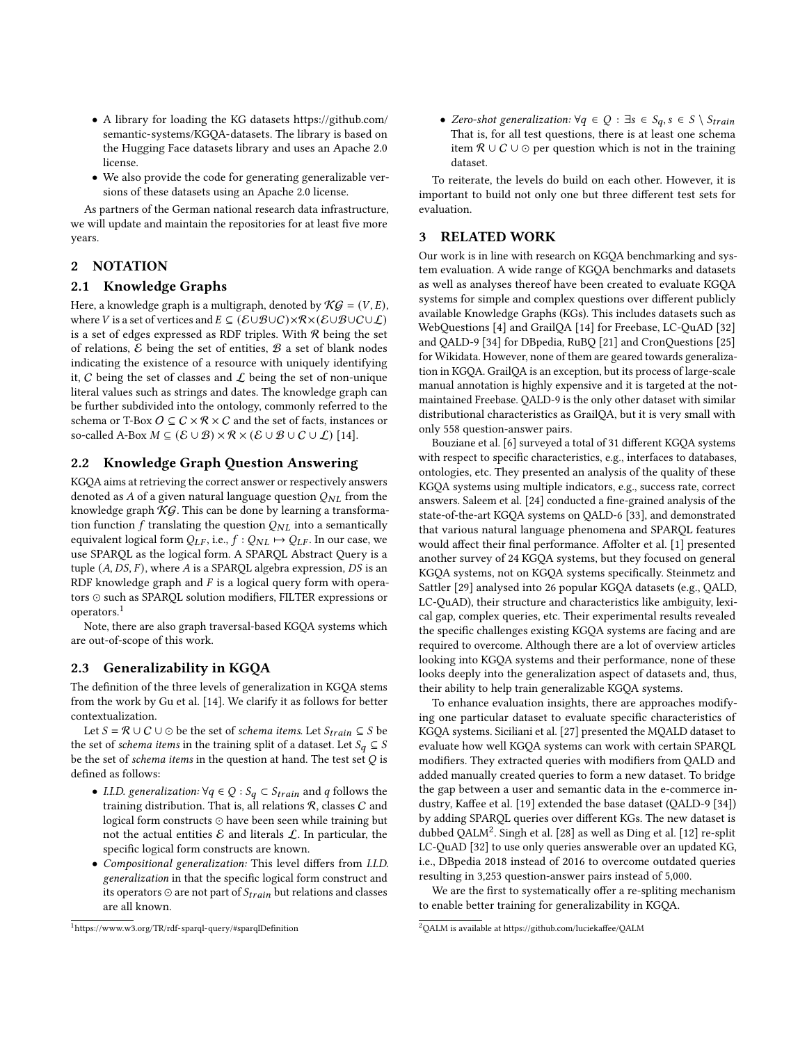- A library for loading the KG datasets https://github.com/semantic-systems/KGQA-datasets. The library is based on the Hugging Face datasets library and uses an Apache 2.0 license.
- We also provide the code for generating generalizable versions of these datasets using an Apache 2.0 license.

As partners of the German national research data infrastructure, we will update and maintain the repositories for at least five more years.

## 2 NOTATION

### 2.1 Knowledge Graphs

Here, a knowledge graph is a multigraph, denoted by $\mathcal{KG} = (V, E)$, where $V$ is a set of vertices and $E \subseteq (\mathcal{E} \cup \mathcal{B} \cup \mathcal{C}) \times \mathcal{R} \times (\mathcal{E} \cup \mathcal{B} \cup \mathcal{C} \cup \mathcal{L})$ is a set of edges expressed as RDF triples. With $\mathcal{R}$ being the set of relations, $\mathcal{E}$ being the set of entities, $\mathcal{B}$ a set of blank nodes indicating the existence of a resource with uniquely identifying it, $\mathcal{C}$ being the set of classes and $\mathcal{L}$ being the set of non-unique literal values such as strings and dates. The knowledge graph can be further subdivided into the ontology, commonly referred to the schema or T-Box $\mathcal{O} \subseteq \mathcal{C} \times \mathcal{R} \times \mathcal{C}$ and the set of facts, instances or so-called A-Box $M \subseteq (\mathcal{E} \cup \mathcal{B}) \times \mathcal{R} \times (\mathcal{E} \cup \mathcal{B} \cup \mathcal{C} \cup \mathcal{L})$ [14].

### 2.2 Knowledge Graph Question Answering

KGQA aims at retrieving the correct answer or respectively answers denoted as $A$ of a given natural language question $Q_{NL}$ from the knowledge graph $\mathcal{KG}$. This can be done by learning a transformation function $f$ translating the question $Q_{NL}$ into a semantically equivalent logical form $Q_{LF}$, i.e., $f : Q_{NL} \mapsto Q_{LF}$. In our case, we use SPARQL as the logical form. A SPARQL Abstract Query is a tuple $(A, DS, F)$, where $A$ is a SPARQL algebra expression, $DS$ is an RDF knowledge graph and $F$ is a logical query form with operators $\odot$ such as SPARQL solution modifiers, FILTER expressions or operators.[1]

Note, there are also graph traversal-based KGQA systems which are out-of-scope of this work.

### 2.3 Generalizability in KGQA

The definition of the three levels of generalization in KGQA stems from the work by Gu et al. [14]. We clarify it as follows for better contextualization.

Let $S = \mathcal{R} \cup \mathcal{C} \cup \odot$ be the set of *schema items*. Let $S_{train} \subseteq S$ be the set of *schema items* in the training split of a dataset. Let $S_q \subseteq S$ be the set of *schema items* in the question at hand. The test set $Q$ is defined as follows:

- *I.I.D. generalization:* $\forall q \in Q : S_q \subset S_{train}$ and $q$ follows the training distribution. That is, all relations $\mathcal{R}$, classes $\mathcal{C}$ and logical form constructs $\odot$ have been seen while training but not the actual entities $\mathcal{E}$ and literals $\mathcal{L}$. In particular, the specific logical form constructs are known.
- *Compositional generalization:* This level differs from *I.I.D. generalization* in that the specific logical form construct and its operators $\odot$ are not part of $S_{train}$ but relations and classes are all known.
- *Zero-shot generalization:* $\forall q \in Q : \exists s \in S_q, s \in S \setminus S_{train}$ That is, for all test questions, there is at least one schema item $\mathcal{R} \cup \mathcal{C} \cup \odot$ per question which is not in the training dataset.

To reiterate, the levels do build on each other. However, it is important to build not only one but three different test sets for evaluation.

## 3 RELATED WORK

Our work is in line with research on KGQA benchmarking and system evaluation. A wide range of KGQA benchmarks and datasets as well as analyses thereof have been created to evaluate KGQA systems for simple and complex questions over different publicly available Knowledge Graphs (KGs). This includes datasets such as WebQuestions [4] and GrailQA [14] for Freebase, LC-QuAD [32] and QALD-9 [34] for DBpedia, RuBQ [21] and CronQuestions [25] for Wikidata. However, none of them are geared towards generalization in KGQA. GrailQA is an exception, but its process of large-scale manual annotation is highly expensive and it is targeted at the not-maintained Freebase. QALD-9 is the only other dataset with similar distributional characteristics as GrailQA, but it is very small with only 558 question-answer pairs.

Bouziane et al. [6] surveyed a total of 31 different KGQA systems with respect to specific characteristics, e.g., interfaces to databases, ontologies, etc. They presented an analysis of the quality of these KGQA systems using multiple indicators, e.g., success rate, correct answers. Saleem et al. [24] conducted a fine-grained analysis of the state-of-the-art KGQA systems on QALD-6 [33], and demonstrated that various natural language phenomena and SPARQL features would affect their final performance. Affolter et al. [1] presented another survey of 24 KGQA systems, but they focused on general KGQA systems, not on KGQA systems specifically. Steinmetz and Sattler [29] analysed into 26 popular KGQA datasets (e.g., QALD, LC-QuAD), their structure and characteristics like ambiguity, lexical gap, complex queries, etc. Their experimental results revealed the specific challenges existing KGQA systems are facing and are required to overcome. Although there are a lot of overview articles looking into KGQA systems and their performance, none of these looks deeply into the generalization aspect of datasets and, thus, their ability to help train generalizable KGQA systems.

To enhance evaluation insights, there are approaches modifying one particular dataset to evaluate specific characteristics of KGQA systems. Siciliani et al. [27] presented the MQALD dataset to evaluate how well KGQA systems can work with certain SPARQL modifiers. They extracted queries with modifiers from QALD and added manually created queries to form a new dataset. To bridge the gap between a user and semantic data in the e-commerce industry, Kaffee et al. [19] extended the base dataset (QALD-9 [34]) by adding SPARQL queries over different KGs. The new dataset is dubbed QALM[2]. Singh et al. [28] as well as Ding et al. [12] re-split LC-QuAD [32] to use only queries answerable over an updated KG, i.e., DBpedia 2018 instead of 2016 to overcome outdated queries resulting in 3,253 question-answer pairs instead of 5,000.

We are the first to systematically offer a re-spliting mechanism to enable better training for generalizability in KGQA.

[1] https://www.w3.org/TR/rdf-sparql-query/#sparqlDefinition

[2] QALM is available at https://github.com/luciekaffee/QALM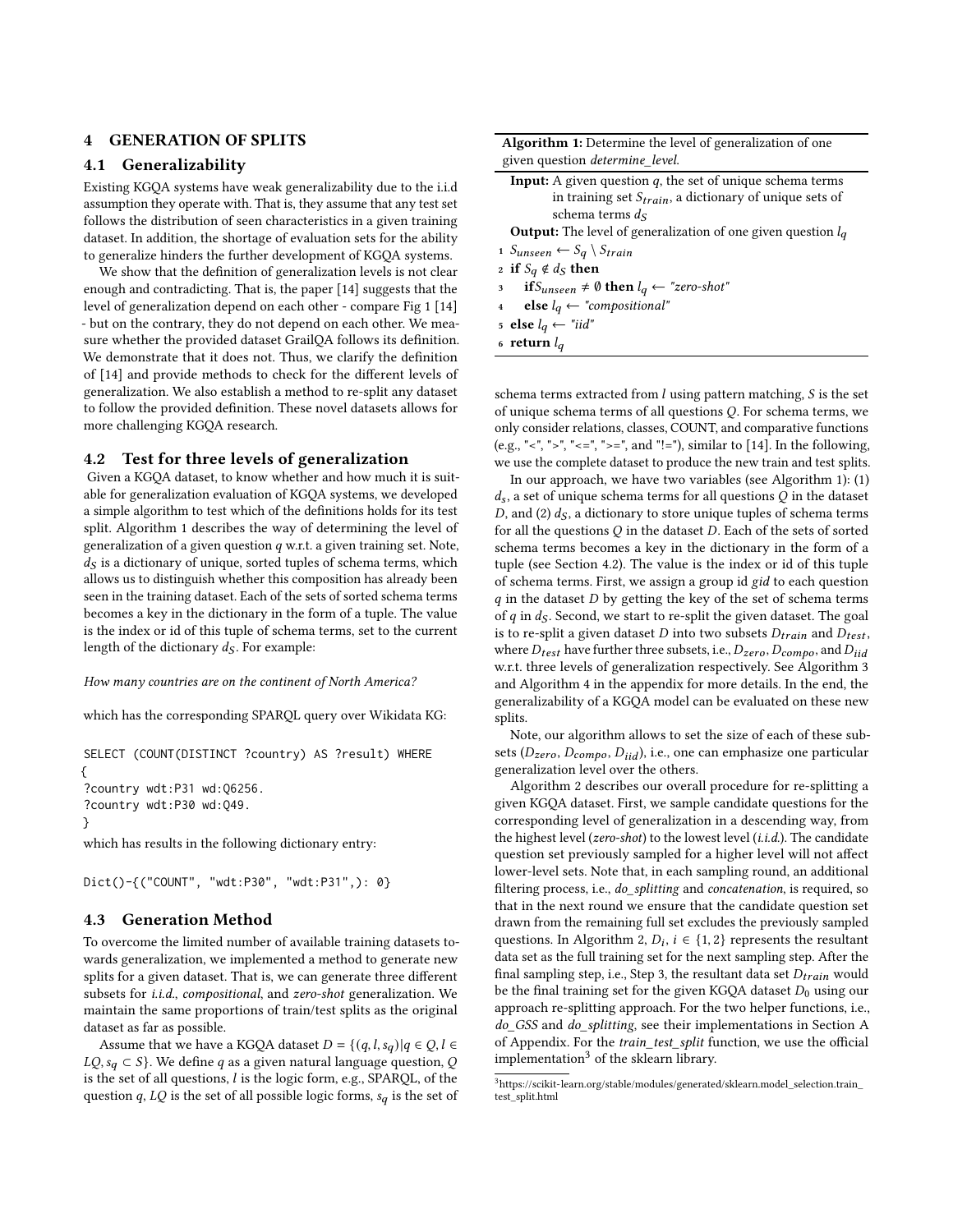## 4 GENERATION OF SPLITS

### 4.1 Generalizability

Existing KGQA systems have weak generalizability due to the i.i.d assumption they operate with. That is, they assume that any test set follows the distribution of seen characteristics in a given training dataset. In addition, the shortage of evaluation sets for the ability to generalize hinders the further development of KGQA systems.

We show that the definition of generalization levels is not clear enough and contradicting. That is, the paper [14] suggests that the level of generalization depend on each other - compare Fig 1 [14] - but on the contrary, they do not depend on each other. We measure whether the provided dataset GrailQA follows its definition. We demonstrate that it does not. Thus, we clarify the definition of [14] and provide methods to check for the different levels of generalization. We also establish a method to re-split any dataset to follow the provided definition. These novel datasets allows for more challenging KGQA research.

### 4.2 Test for three levels of generalization

Given a KGQA dataset, to know whether and how much it is suitable for generalization evaluation of KGQA systems, we developed a simple algorithm to test which of the definitions holds for its test split. Algorithm 1 describes the way of determining the level of generalization of a given question $q$ w.r.t. a given training set. Note, $d_S$ is a dictionary of unique, sorted tuples of schema terms, which allows us to distinguish whether this composition has already been seen in the training dataset. Each of the sets of sorted schema terms becomes a key in the dictionary in the form of a tuple. The value is the index or id of this tuple of schema terms, set to the current length of the dictionary $d_S$. For example:

*How many countries are on the continent of North America?*

which has the corresponding SPARQL query over Wikidata KG:

```
SELECT (COUNT(DISTINCT ?country) AS ?result) WHERE
{
?country wdt:P31 wd:Q6256.
?country wdt:P30 wd:Q49.
}
```

which has results in the following dictionary entry:

```
Dict()-{("COUNT", "wdt:P30", "wdt:P31",): 0}
```

### 4.3 Generation Method

To overcome the limited number of available training datasets towards generalization, we implemented a method to generate new splits for a given dataset. That is, we can generate three different subsets for *i.i.d.*, *compositional*, and *zero-shot* generalization. We maintain the same proportions of train/test splits as the original dataset as far as possible.

Assume that we have a KGQA dataset $D = \{(q, l, s_q) | q \in Q, l \in LQ, s_q \subset S\}$. We define $q$ as a given natural language question, $Q$ is the set of all questions, $l$ is the logic form, e.g., SPARQL, of the question $q$, $LQ$ is the set of all possible logic forms, $s_q$ is the set of schema terms extracted from $l$ using pattern matching, $S$ is the set of unique schema terms of all questions $Q$. For schema terms, we only consider relations, classes, COUNT, and comparative functions (e.g., "<", ">", "<=", ">=", and "!="), similar to [14]. In the following, we use the complete dataset to produce the new train and test splits.

**Algorithm 1:** Determine the level of generalization of one given question *determine_level*.

**Input:** A given question $q$, the set of unique schema terms in training set $S_{train}$, a dictionary of unique sets of schema terms $d_S$

**Output:** The level of generalization of one given question $l_q$

1. $S_{unseen} \leftarrow S_q \setminus S_{train}$
2. **if** $S_q \notin d_S$ **then**
3. &nbsp;&nbsp;&nbsp;&nbsp;**if** $S_{unseen} \neq \emptyset$ **then** $l_q \leftarrow$ *"zero-shot"*
4. &nbsp;&nbsp;&nbsp;&nbsp;**else** $l_q \leftarrow$ *"compositional"*
5. **else** $l_q \leftarrow$ *"iid"*
6. **return** $l_q$

In our approach, we have two variables (see Algorithm 1): (1) $d_s$, a set of unique schema terms for all questions $Q$ in the dataset $D$, and (2) $d_S$, a dictionary to store unique tuples of schema terms for all the questions $Q$ in the dataset $D$. Each of the sets of sorted schema terms becomes a key in the dictionary in the form of a tuple (see Section 4.2). The value is the index or id of this tuple of schema terms. First, we assign a group id $gid$ to each question $q$ in the dataset $D$ by getting the key of the set of schema terms of $q$ in $d_S$. Second, we start to re-split the given dataset. The goal is to re-split a given dataset $D$ into two subsets $D_{train}$ and $D_{test}$, where $D_{test}$ have further three subsets, i.e., $D_{zero}$, $D_{compo}$, and $D_{iid}$ w.r.t. three levels of generalization respectively. See Algorithm 3 and Algorithm 4 in the appendix for more details. In the end, the generalizability of a KGQA model can be evaluated on these new splits.

Note, our algorithm allows to set the size of each of these subsets ($D_{zero}$, $D_{compo}$, $D_{iid}$), i.e., one can emphasize one particular generalization level over the others.

Algorithm 2 describes our overall procedure for re-splitting a given KGQA dataset. First, we sample candidate questions for the corresponding level of generalization in a descending way, from the highest level (*zero-shot*) to the lowest level (*i.i.d.*). The candidate question set previously sampled for a higher level will not affect lower-level sets. Note that, in each sampling round, an additional filtering process, i.e., *do_splitting* and *concatenation*, is required, so that in the next round we ensure that the candidate question set drawn from the remaining full set excludes the previously sampled questions. In Algorithm 2, $D_i$, $i \in \{1, 2\}$ represents the resultant data set as the full training set for the next sampling step. After the final sampling step, i.e., Step 3, the resultant data set $D_{train}$ would be the final training set for the given KGQA dataset $D_0$ using our approach re-splitting approach. For the two helper functions, i.e., *do_GSS* and *do_splitting*, see their implementations in Section A of Appendix. For the *train_test_split* function, we use the official implementation[3] of the sklearn library.

[3] https://scikit-learn.org/stable/modules/generated/sklearn.model_selection.train_test_split.html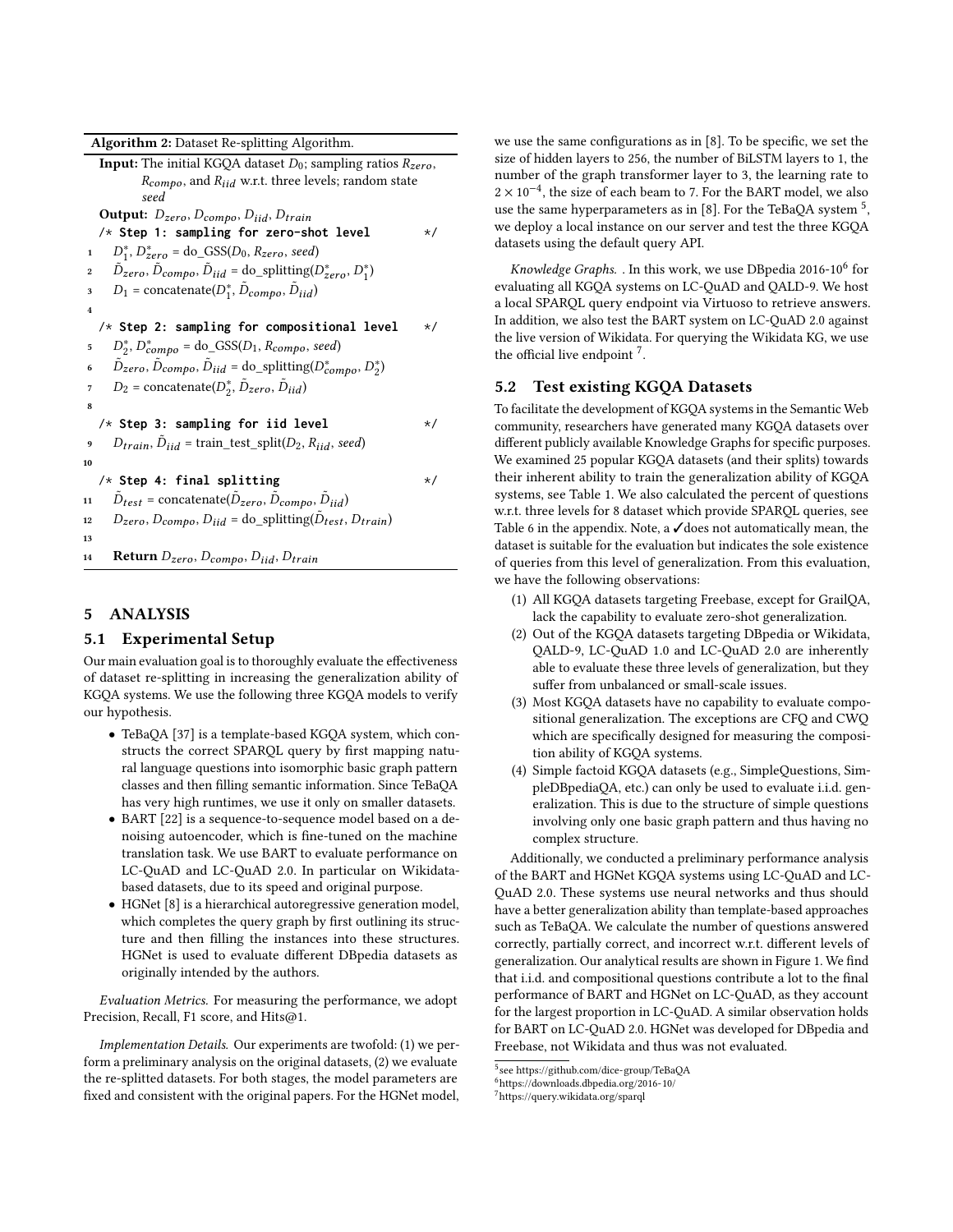**Algorithm 2:** Dataset Re-splitting Algorithm.

```
Input: The initial KGQA dataset D_0; sampling ratios R_zero,
       R_compo, and R_iid w.r.t. three levels; random state
       seed
Output: D_zero, D_compo, D_iid, D_train
   /* Step 1: sampling for zero-shot level                    */
1    D*_1, D*_zero = do_GSS(D_0, R_zero, seed)
2    D~_zero, D~_compo, D~_iid = do_splitting(D*_zero, D*_1)
3    D_1 = concatenate(D*_1, D~_compo, D~_iid)
4
   /* Step 2: sampling for compositional level                */
5    D*_2, D*_compo = do_GSS(D_1, R_compo, seed)
6    D~_zero, D~_compo, D~_iid = do_splitting(D*_compo, D*_2)
7    D_2 = concatenate(D*_2, D~_zero, D~_iid)
8
   /* Step 3: sampling for iid level                          */
9    D_train, D~_iid = train_test_split(D_2, R_iid, seed)
10
   /* Step 4: final splitting                                 */
11   D~_test = concatenate(D~_zero, D~_compo, D~_iid)
12   D_zero, D_compo, D_iid = do_splitting(D~_test, D_train)
13
14   Return D_zero, D_compo, D_iid, D_train
```

## 5 ANALYSIS

### 5.1 Experimental Setup

Our main evaluation goal is to thoroughly evaluate the effectiveness of dataset re-splitting in increasing the generalization ability of KGQA systems. We use the following three KGQA models to verify our hypothesis.

- TeBaQA [37] is a template-based KGQA system, which constructs the correct SPARQL query by first mapping natural language questions into isomorphic basic graph pattern classes and then filling semantic information. Since TeBaQA has very high runtimes, we use it only on smaller datasets.
- BART [22] is a sequence-to-sequence model based on a denoising autoencoder, which is fine-tuned on the machine translation task. We use BART to evaluate performance on LC-QuAD and LC-QuAD 2.0. In particular on Wikidata-based datasets, due to its speed and original purpose.
- HGNet [8] is a hierarchical autoregressive generation model, which completes the query graph by first outlining its structure and then filling the instances into these structures. HGNet is used to evaluate different DBpedia datasets as originally intended by the authors.

*Evaluation Metrics.* For measuring the performance, we adopt Precision, Recall, F1 score, and Hits@1.

*Implementation Details.* Our experiments are twofold: (1) we perform a preliminary analysis on the original datasets, (2) we evaluate the re-splitted datasets. For both stages, the model parameters are fixed and consistent with the original papers. For the HGNet model, we use the same configurations as in [8]. To be specific, we set the size of hidden layers to 256, the number of BiLSTM layers to 1, the number of the graph transformer layer to 3, the learning rate to $2 \times 10^{-4}$, the size of each beam to 7. For the BART model, we also use the same hyperparameters as in [8]. For the TeBaQA system [5], we deploy a local instance on our server and test the three KGQA datasets using the default query API.

*Knowledge Graphs.* . In this work, we use DBpedia 2016-10[6] for evaluating all KGQA systems on LC-QuAD and QALD-9. We host a local SPARQL query endpoint via Virtuoso to retrieve answers. In addition, we also test the BART system on LC-QuAD 2.0 against the live version of Wikidata. For querying the Wikidata KG, we use the official live endpoint [7].

### 5.2 Test existing KGQA Datasets

To facilitate the development of KGQA systems in the Semantic Web community, researchers have generated many KGQA datasets over different publicly available Knowledge Graphs for specific purposes. We examined 25 popular KGQA datasets (and their splits) towards their inherent ability to train the generalization ability of KGQA systems, see Table 1. We also calculated the percent of questions w.r.t. three levels for 8 dataset which provide SPARQL queries, see Table 6 in the appendix. Note, a ✓does not automatically mean, the dataset is suitable for the evaluation but indicates the sole existence of queries from this level of generalization. From this evaluation, we have the following observations:

1. All KGQA datasets targeting Freebase, except for GrailQA, lack the capability to evaluate zero-shot generalization.
2. Out of the KGQA datasets targeting DBpedia or Wikidata, QALD-9, LC-QuAD 1.0 and LC-QuAD 2.0 are inherently able to evaluate these three levels of generalization, but they suffer from unbalanced or small-scale issues.
3. Most KGQA datasets have no capability to evaluate compositional generalization. The exceptions are CFQ and CWQ which are specifically designed for measuring the composition ability of KGQA systems.
4. Simple factoid KGQA datasets (e.g., SimpleQuestions, SimpleDBpediaQA, etc.) can only be used to evaluate i.i.d. generalization. This is due to the structure of simple questions involving only one basic graph pattern and thus having no complex structure.

Additionally, we conducted a preliminary performance analysis of the BART and HGNet KGQA systems using LC-QuAD and LC-QuAD 2.0. These systems use neural networks and thus should have a better generalization ability than template-based approaches such as TeBaQA. We calculate the number of questions answered correctly, partially correct, and incorrect w.r.t. different levels of generalization. Our analytical results are shown in Figure 1. We find that i.i.d. and compositional questions contribute a lot to the final performance of BART and HGNet on LC-QuAD, as they account for the largest proportion in LC-QuAD. A similar observation holds for BART on LC-QuAD 2.0. HGNet was developed for DBpedia and Freebase, not Wikidata and thus was not evaluated.

[5] see https://github.com/dice-group/TeBaQA

[6] https://downloads.dbpedia.org/2016-10/

[7] https://query.wikidata.org/sparql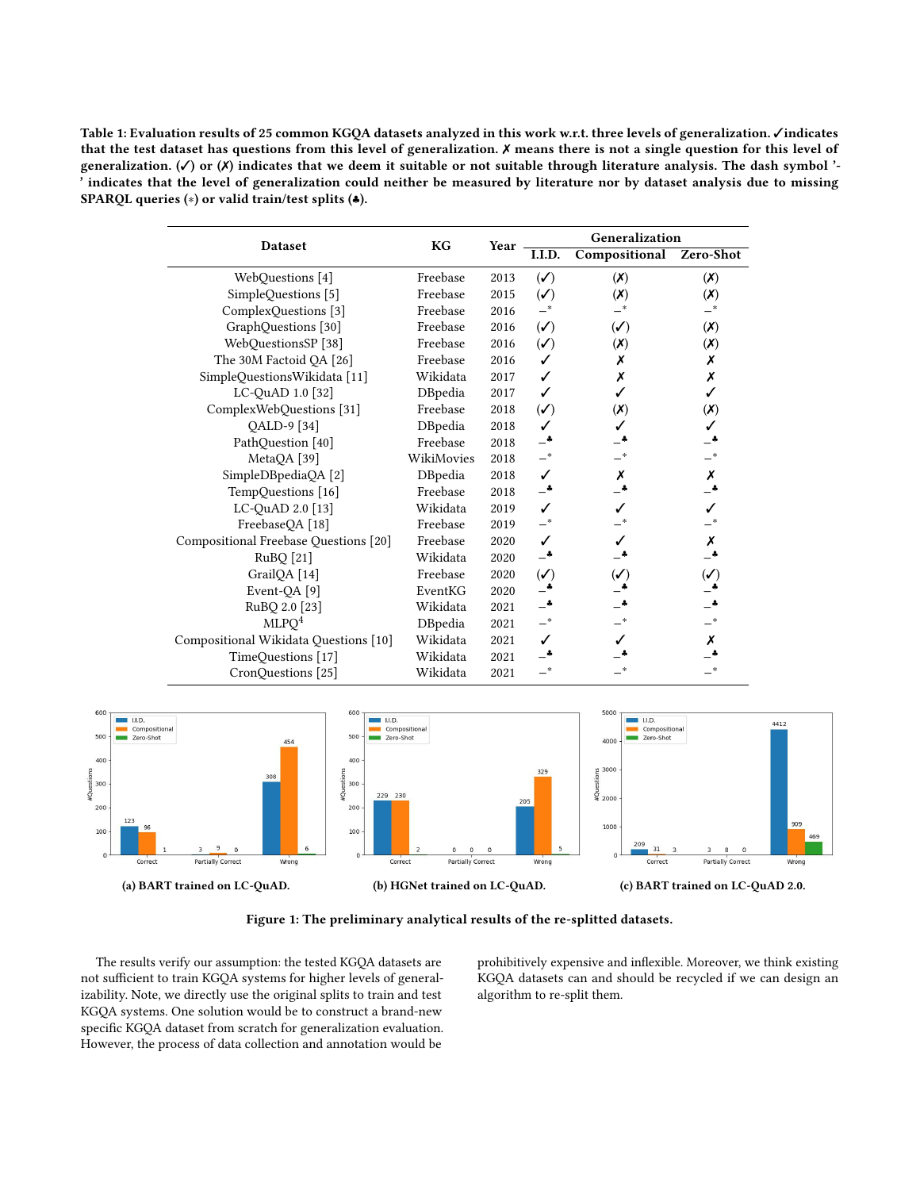**Table 1: Evaluation results of 25 common KGQA datasets analyzed in this work w.r.t. three levels of generalization. ✓indicates that the test dataset has questions from this level of generalization. ✗ means there is not a single question for this level of generalization. (✓) or (✗) indicates that we deem it suitable or not suitable through literature analysis. The dash symbol '-' indicates that the level of generalization could neither be measured by literature nor by dataset analysis due to missing SPARQL queries (∗) or valid train/test splits (♣).**

| Dataset | KG | Year | Generalization | | |
|---|---|---|---|---|---|
| | | | I.I.D. | Compositional | Zero-Shot |
| WebQuestions [4] | Freebase | 2013 | (✓) | (✗) | (✗) |
| SimpleQuestions [5] | Freebase | 2015 | (✓) | (✗) | (✗) |
| ComplexQuestions [3] | Freebase | 2016 | –∗ | –∗ | –∗ |
| GraphQuestions [30] | Freebase | 2016 | (✓) | (✓) | (✗) |
| WebQuestionsSP [38] | Freebase | 2016 | (✓) | (✗) | (✗) |
| The 30M Factoid QA [26] | Freebase | 2016 | ✓ | ✗ | ✗ |
| SimpleQuestionsWikidata [11] | Wikidata | 2017 | ✓ | ✗ | ✗ |
| LC-QuAD 1.0 [32] | DBpedia | 2017 | ✓ | ✓ | ✓ |
| ComplexWebQuestions [31] | Freebase | 2018 | (✓) | (✗) | (✗) |
| QALD-9 [34] | DBpedia | 2018 | ✓ | ✓ | ✓ |
| PathQuestion [40] | Freebase | 2018 | –♣ | –♣ | –♣ |
| MetaQA [39] | WikiMovies | 2018 | –∗ | –∗ | –∗ |
| SimpleDBpediaQA [2] | DBpedia | 2018 | ✓ | ✗ | ✗ |
| TempQuestions [16] | Freebase | 2018 | –♣ | –♣ | –♣ |
| LC-QuAD 2.0 [13] | Wikidata | 2019 | ✓ | ✓ | ✓ |
| FreebaseQA [18] | Freebase | 2019 | –∗ | –∗ | –∗ |
| Compositional Freebase Questions [20] | Freebase | 2020 | ✓ | ✓ | ✗ |
| RuBQ [21] | Wikidata | 2020 | –♣ | –♣ | –♣ |
| GrailQA [14] | Freebase | 2020 | (✓) | (✓) | (✓) |
| Event-QA [9] | EventKG | 2020 | –♣ | –♣ | –♣ |
| RuBQ 2.0 [23] | Wikidata | 2021 | –♣ | –♣ | –♣ |
| MLPQ[4] | DBpedia | 2021 | –∗ | –∗ | –∗ |
| Compositional Wikidata Questions [10] | Wikidata | 2021 | ✓ | ✓ | ✗ |
| TimeQuestions [17] | Wikidata | 2021 | –♣ | –♣ | –♣ |
| CronQuestions [25] | Wikidata | 2021 | –∗ | –∗ | –∗ |

(a) BART trained on LC-QuAD.

(b) HGNet trained on LC-QuAD.

(c) BART trained on LC-QuAD 2.0.

**Figure 1: The preliminary analytical results of the re-splitted datasets.**

The results verify our assumption: the tested KGQA datasets are not sufficient to train KGQA systems for higher levels of generalizability. Note, we directly use the original splits to train and test KGQA systems. One solution would be to construct a brand-new specific KGQA dataset from scratch for generalization evaluation. However, the process of data collection and annotation would be prohibitively expensive and inflexible. Moreover, we think existing KGQA datasets can and should be recycled if we can design an algorithm to re-split them.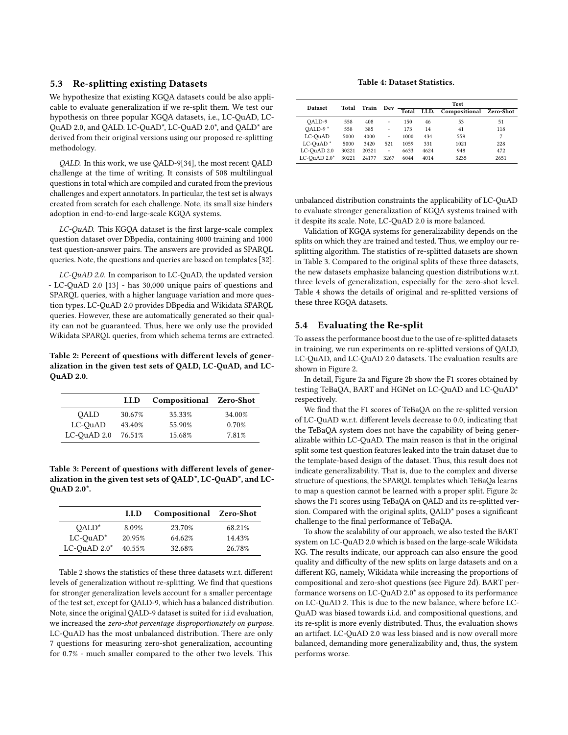### 5.3 Re-splitting existing Datasets

We hypothesize that existing KGQA datasets could be also applicable to evaluate generalization if we re-split them. We test our hypothesis on three popular KGQA datasets, i.e., LC-QuAD, LC-QuAD 2.0, and QALD. LC-QuAD*, LC-QuAD 2.0*, and QALD* are derived from their original versions using our proposed re-splitting methodology.

*QALD.* In this work, we use QALD-9[34], the most recent QALD challenge at the time of writing. It consists of 508 multilingual questions in total which are compiled and curated from the previous challenges and expert annotators. In particular, the test set is always created from scratch for each challenge. Note, its small size hinders adoption in end-to-end large-scale KGQA systems.

*LC-QuAD.* This KGQA dataset is the first large-scale complex question dataset over DBpedia, containing 4000 training and 1000 test question-answer pairs. The answers are provided as SPARQL queries. Note, the questions and queries are based on templates [32].

*LC-QuAD 2.0.* In comparison to LC-QuAD, the updated version - LC-QuAD 2.0 [13] - has 30,000 unique pairs of questions and SPARQL queries, with a higher language variation and more question types. LC-QuAD 2.0 provides DBpedia and Wikidata SPARQL queries. However, these are automatically generated so their quality can not be guaranteed. Thus, here we only use the provided Wikidata SPARQL queries, from which schema terms are extracted.

**Table 2: Percent of questions with different levels of generalization in the given test sets of QALD, LC-QuAD, and LC-QuAD 2.0.**

| | I.I.D | Compositional | Zero-Shot |
|---|---|---|---|
| QALD | 30.67% | 35.33% | 34.00% |
| LC-QuAD | 43.40% | 55.90% | 0.70% |
| LC-QuAD 2.0 | 76.51% | 15.68% | 7.81% |

**Table 3: Percent of questions with different levels of generalization in the given test sets of QALD*, LC-QuAD*, and LC-QuAD 2.0*.**

| | I.I.D | Compositional | Zero-Shot |
|---|---|---|---|
| QALD* | 8.09% | 23.70% | 68.21% |
| LC-QuAD* | 20.95% | 64.62% | 14.43% |
| LC-QuAD 2.0* | 40.55% | 32.68% | 26.78% |

Table 2 shows the statistics of these three datasets w.r.t. different levels of generalization without re-splitting. We find that questions for stronger generalization levels account for a smaller percentage of the test set, except for QALD-9, which has a balanced distribution. Note, since the original QALD-9 dataset is suited for i.i.d evaluation, we increased the *zero-shot percentage disproportionately on purpose*. LC-QuAD has the most unbalanced distribution. There are only 7 questions for measuring zero-shot generalization, accounting for 0.7% - much smaller compared to the other two levels. This unbalanced distribution constraints the applicability of LC-QuAD to evaluate stronger generalization of KGQA systems trained with it despite its scale. Note, LC-QuAD 2.0 is more balanced.

**Table 4: Dataset Statistics.**

| Dataset | Total | Train | Dev | Test | | | |
|---|---|---|---|---|---|---|---|
| | | | | Total | I.I.D. | Compositional | Zero-Shot |
| QALD-9 | 558 | 408 | - | 150 | 46 | 53 | 51 |
| QALD-9 * | 558 | 385 | - | 173 | 14 | 41 | 118 |
| LC-QuAD | 5000 | 4000 | - | 1000 | 434 | 559 | 7 |
| LC-QuAD * | 5000 | 3420 | 521 | 1059 | 331 | 1021 | 228 |
| LC-QuAD 2.0 | 30221 | 20321 | - | 6633 | 4624 | 948 | 472 |
| LC-QuAD 2.0* | 30221 | 24177 | 3267 | 6044 | 4014 | 3235 | 2651 |

Validation of KGQA systems for generalizability depends on the splits on which they are trained and tested. Thus, we employ our re-splitting algorithm. The statistics of re-splitted datasets are shown in Table 3. Compared to the original splits of these three datasets, the new datasets emphasize balancing question distributions w.r.t. three levels of generalization, especially for the zero-shot level. Table 4 shows the details of original and re-splitted versions of these three KGQA datasets.

### 5.4 Evaluating the Re-split

To assess the performance boost due to the use of re-splitted datasets in training, we run experiments on re-splitted versions of QALD, LC-QuAD, and LC-QuAD 2.0 datasets. The evaluation results are shown in Figure 2.

In detail, Figure 2a and Figure 2b show the F1 scores obtained by testing TeBaQA, BART and HGNet on LC-QuAD and LC-QuAD* respectively.

We find that the F1 scores of TeBaQA on the re-splitted version of LC-QuAD w.r.t. different levels decrease to 0.0, indicating that the TeBaQA system does not have the capability of being generalizable within LC-QuAD. The main reason is that in the original split some test question features leaked into the train dataset due to the template-based design of the dataset. Thus, this result does not indicate generalizability. That is, due to the complex and diverse structure of questions, the SPARQL templates which TeBaQa learns to map a question cannot be learned with a proper split. Figure 2c shows the F1 scores using TeBaQA on QALD and its re-splitted version. Compared with the original splits, QALD* poses a significant challenge to the final performance of TeBaQA.

To show the scalability of our approach, we also tested the BART system on LC-QuAD 2.0 which is based on the large-scale Wikidata KG. The results indicate, our approach can also ensure the good quality and difficulty of the new splits on large datasets and on a different KG, namely, Wikidata while increasing the proportions of compositional and zero-shot questions (see Figure 2d). BART performance worsens on LC-QuAD 2.0* as opposed to its performance on LC-QuAD 2. This is due to the new balance, where before LC-QuAD was biased towards i.i.d. and compositional questions, and its re-split is more evenly distributed. Thus, the evaluation shows an artifact. LC-QuAD 2.0 was less biased and is now overall more balanced, demanding more generalizability and, thus, the system performs worse.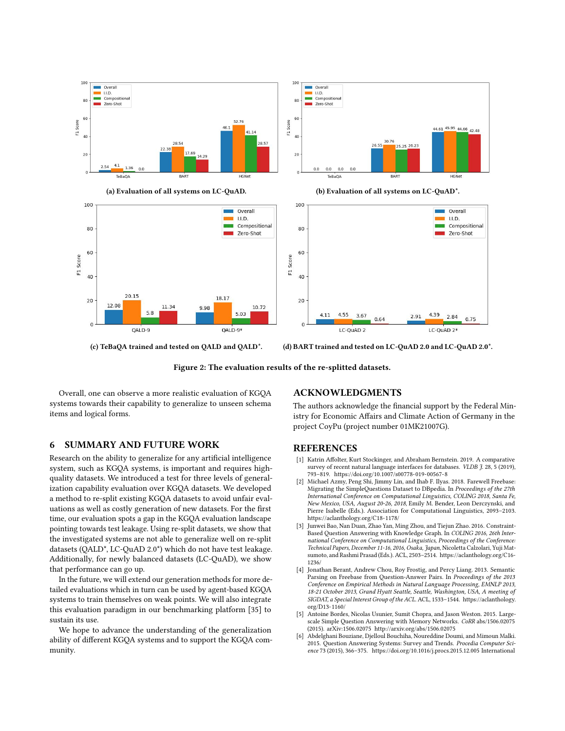(a) Evaluation of all systems on LC-QuAD.

(b) Evaluation of all systems on LC-QuAD*.

(c) TeBaQA trained and tested on QALD and QALD*.

(d) BART trained and tested on LC-QuAD 2.0 and LC-QuAD 2.0*.

**Figure 2: The evaluation results of the re-splitted datasets.**

Overall, one can observe a more realistic evaluation of KGQA systems towards their capability to generalize to unseen schema items and logical forms.

## 6 SUMMARY AND FUTURE WORK

Research on the ability to generalize for any artificial intelligence system, such as KGQA systems, is important and requires high-quality datasets. We introduced a test for three levels of generalization capability evaluation over KGQA datasets. We developed a method to re-split existing KGQA datasets to avoid unfair evaluations as well as costly generation of new datasets. For the first time, our evaluation spots a gap in the KGQA evaluation landscape pointing towards test leakage. Using re-split datasets, we show that the investigated systems are not able to generalize well on re-split datasets (QALD*, LC-QuAD 2.0*) which do not have test leakage. Additionally, for newly balanced datasets (LC-QuAD), we show that performance can go up.

In the future, we will extend our generation methods for more detailed evaluations which in turn can be used by agent-based KGQA systems to train themselves on weak points. We will also integrate this evaluation paradigm in our benchmarking platform [35] to sustain its use.

We hope to advance the understanding of the generalization ability of different KGQA systems and to support the KGQA community.

## ACKNOWLEDGMENTS

The authors acknowledge the financial support by the Federal Ministry for Economic Affairs and Climate Action of Germany in the project CoyPu (project number 01MK21007G).

## REFERENCES

[1] Katrin Affolter, Kurt Stockinger, and Abraham Bernstein. 2019. A comparative survey of recent natural language interfaces for databases. *VLDB J.* 28, 5 (2019), 793–819. https://doi.org/10.1007/s00778-019-00567-8

[2] Michael Azmy, Peng Shi, Jimmy Lin, and Ihab F. Ilyas. 2018. Farewell Freebase: Migrating the SimpleQuestions Dataset to DBpedia. In *Proceedings of the 27th International Conference on Computational Linguistics, COLING 2018, Santa Fe, New Mexico, USA, August 20-26, 2018*, Emily M. Bender, Leon Derczynski, and Pierre Isabelle (Eds.). Association for Computational Linguistics, 2093–2103. https://aclanthology.org/C18-1178/

[3] Junwei Bao, Nan Duan, Zhao Yan, Ming Zhou, and Tiejun Zhao. 2016. Constraint-Based Question Answering with Knowledge Graph. In *COLING 2016, 26th International Conference on Computational Linguistics, Proceedings of the Conference: Technical Papers, December 11-16, 2016, Osaka, Japan*, Nicoletta Calzolari, Yuji Matsumoto, and Rashmi Prasad (Eds.). ACL, 2503–2514. https://aclanthology.org/C16-1236/

[4] Jonathan Berant, Andrew Chou, Roy Frostig, and Percy Liang. 2013. Semantic Parsing on Freebase from Question-Answer Pairs. In *Proceedings of the 2013 Conference on Empirical Methods in Natural Language Processing, EMNLP 2013, 18-21 October 2013, Grand Hyatt Seattle, Seattle, Washington, USA, A meeting of SIGDAT, a Special Interest Group of the ACL*. ACL, 1533–1544. https://aclanthology.org/D13-1160/

[5] Antoine Bordes, Nicolas Usunier, Sumit Chopra, and Jason Weston. 2015. Large-scale Simple Question Answering with Memory Networks. *CoRR* abs/1506.02075 (2015). arXiv:1506.02075 http://arxiv.org/abs/1506.02075

[6] Abdelghani Bouziane, Djelloul Bouchiha, Noureddine Doumi, and Mimoun Malki. 2015. Question Answering Systems: Survey and Trends. *Procedia Computer Science* 73 (2015), 366–375. https://doi.org/10.1016/j.procs.2015.12.005 International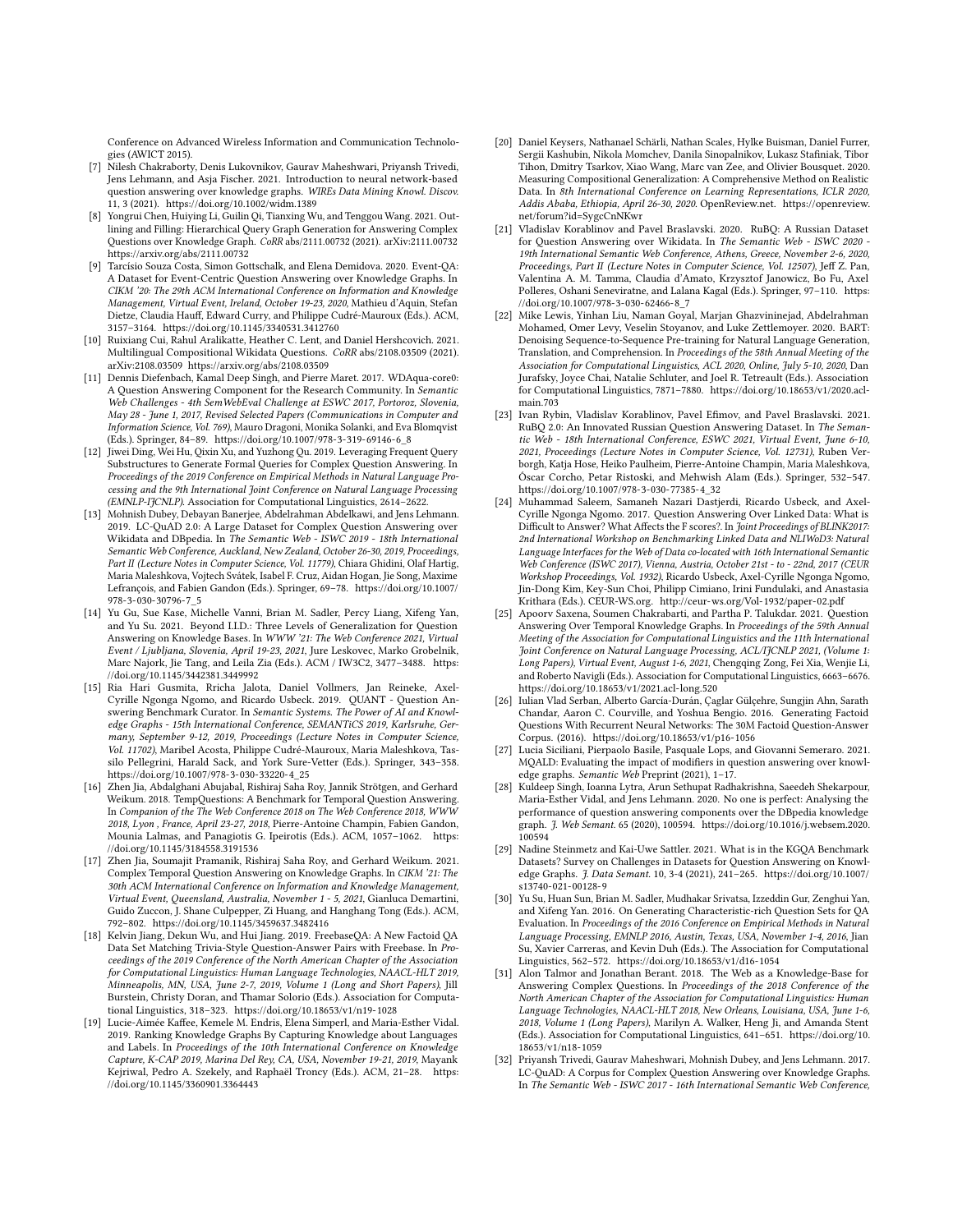Conference on Advanced Wireless Information and Communication Technologies (AWICT 2015).

[7] Nilesh Chakraborty, Denis Lukovnikov, Gaurav Maheshwari, Priyansh Trivedi, Jens Lehmann, and Asja Fischer. 2021. Introduction to neural network-based question answering over knowledge graphs. *WIREs Data Mining Knowl. Discov.* 11, 3 (2021). https://doi.org/10.1002/widm.1389

[8] Yongrui Chen, Huiying Li, Guilin Qi, Tianxing Wu, and Tenggou Wang. 2021. Outlining and Filling: Hierarchical Query Graph Generation for Answering Complex Questions over Knowledge Graph. *CoRR* abs/2111.00732 (2021). arXiv:2111.00732 https://arxiv.org/abs/2111.00732

[9] Tarcísio Souza Costa, Simon Gottschalk, and Elena Demidova. 2020. Event-QA: A Dataset for Event-Centric Question Answering over Knowledge Graphs. In *CIKM '20: The 29th ACM International Conference on Information and Knowledge Management, Virtual Event, Ireland, October 19-23, 2020*, Mathieu d'Aquin, Stefan Dietze, Claudia Hauff, Edward Curry, and Philippe Cudré-Mauroux (Eds.). ACM, 3157–3164. https://doi.org/10.1145/3340531.3412760

[10] Ruixiang Cui, Rahul Aralikatte, Heather C. Lent, and Daniel Hershcovich. 2021. Multilingual Compositional Wikidata Questions. *CoRR* abs/2108.03509 (2021). arXiv:2108.03509 https://arxiv.org/abs/2108.03509

[11] Dennis Diefenbach, Kamal Deep Singh, and Pierre Maret. 2017. WDAqua-core0: A Question Answering Component for the Research Community. In *Semantic Web Challenges - 4th SemWebEval Challenge at ESWC 2017, Portoroz, Slovenia, May 28 - June 1, 2017, Revised Selected Papers (Communications in Computer and Information Science, Vol. 769)*, Mauro Dragoni, Monika Solanki, and Eva Blomqvist (Eds.). Springer, 84–89. https://doi.org/10.1007/978-3-319-69146-6_8

[12] Jiwei Ding, Wei Hu, Qixin Xu, and Yuzhong Qu. 2019. Leveraging Frequent Query Substructures to Generate Formal Queries for Complex Question Answering. In *Proceedings of the 2019 Conference on Empirical Methods in Natural Language Processing and the 9th International Joint Conference on Natural Language Processing (EMNLP-IJCNLP)*. Association for Computational Linguistics, 2614–2622.

[13] Mohnish Dubey, Debayan Banerjee, Abdelrahman Abdelkawi, and Jens Lehmann. 2019. LC-QuAD 2.0: A Large Dataset for Complex Question Answering over Wikidata and DBpedia. In *The Semantic Web - ISWC 2019 - 18th International Semantic Web Conference, Auckland, New Zealand, October 26-30, 2019, Proceedings, Part II (Lecture Notes in Computer Science, Vol. 11779)*, Chiara Ghidini, Olaf Hartig, Maria Maleshkova, Vojtech Svátek, Isabel F. Cruz, Aidan Hogan, Jie Song, Maxime Lefrançois, and Fabien Gandon (Eds.). Springer, 69–78. https://doi.org/10.1007/978-3-030-30796-7_5

[14] Yu Gu, Sue Kase, Michelle Vanni, Brian M. Sadler, Percy Liang, Xifeng Yan, and Yu Su. 2021. Beyond I.I.D.: Three Levels of Generalization for Question Answering on Knowledge Bases. In *WWW '21: The Web Conference 2021, Virtual Event / Ljubljana, Slovenia, April 19-23, 2021*, Jure Leskovec, Marko Grobelnik, Marc Najork, Jie Tang, and Leila Zia (Eds.). ACM / IW3C2, 3477–3488. https://doi.org/10.1145/3442381.3449992

[15] Ria Hari Gusmita, Rricha Jalota, Daniel Vollmers, Jan Reineke, Axel-Cyrille Ngonga Ngomo, and Ricardo Usbeck. 2019. QUANT - Question Answering Benchmark Curator. In *Semantic Systems. The Power of AI and Knowledge Graphs - 15th International Conference, SEMANTiCS 2019, Karlsruhe, Germany, September 9-12, 2019, Proceedings (Lecture Notes in Computer Science, Vol. 11702)*, Maribel Acosta, Philippe Cudré-Mauroux, Maria Maleshkova, Tassilo Pellegrini, Harald Sack, and York Sure-Vetter (Eds.). Springer, 343–358. https://doi.org/10.1007/978-3-030-33220-4_25

[16] Zhen Jia, Abdalghani Abujabal, Rishiraj Saha Roy, Jannik Strötgen, and Gerhard Weikum. 2018. TempQuestions: A Benchmark for Temporal Question Answering. In *Companion of the The Web Conference 2018 on The Web Conference 2018, WWW 2018, Lyon , France, April 23-27, 2018*, Pierre-Antoine Champin, Fabien Gandon, Mounia Lalmas, and Panagiotis G. Ipeirotis (Eds.). ACM, 1057–1062. https://doi.org/10.1145/3184558.3191536

[17] Zhen Jia, Soumajit Pramanik, Rishiraj Saha Roy, and Gerhard Weikum. 2021. Complex Temporal Question Answering on Knowledge Graphs. In *CIKM '21: The 30th ACM International Conference on Information and Knowledge Management, Virtual Event, Queensland, Australia, November 1 - 5, 2021*, Gianluca Demartini, Guido Zuccon, J. Shane Culpepper, Zi Huang, and Hanghang Tong (Eds.). ACM, 792–802. https://doi.org/10.1145/3459637.3482416

[18] Kelvin Jiang, Dekun Wu, and Hui Jiang. 2019. FreebaseQA: A New Factoid QA Data Set Matching Trivia-Style Question-Answer Pairs with Freebase. In *Proceedings of the 2019 Conference of the North American Chapter of the Association for Computational Linguistics: Human Language Technologies, NAACL-HLT 2019, Minneapolis, MN, USA, June 2-7, 2019, Volume 1 (Long and Short Papers)*, Jill Burstein, Christy Doran, and Thamar Solorio (Eds.). Association for Computational Linguistics, 318–323. https://doi.org/10.18653/v1/n19-1028

[19] Lucie-Aimée Kaffee, Kemele M. Endris, Elena Simperl, and Maria-Esther Vidal. 2019. Ranking Knowledge Graphs By Capturing Knowledge about Languages and Labels. In *Proceedings of the 10th International Conference on Knowledge Capture, K-CAP 2019, Marina Del Rey, CA, USA, November 19-21, 2019*, Mayank Kejriwal, Pedro A. Szekely, and Raphaël Troncy (Eds.). ACM, 21–28. https://doi.org/10.1145/3360901.3364443

[20] Daniel Keysers, Nathanael Schärli, Nathan Scales, Hylke Buisman, Daniel Furrer, Sergii Kashubin, Nikola Momchev, Danila Sinopalnikov, Lukasz Stafiniak, Tibor Tihon, Dmitry Tsarkov, Xiao Wang, Marc van Zee, and Olivier Bousquet. 2020. Measuring Compositional Generalization: A Comprehensive Method on Realistic Data. In *8th International Conference on Learning Representations, ICLR 2020, Addis Ababa, Ethiopia, April 26-30, 2020*. OpenReview.net. https://openreview.net/forum?id=SygcCnNKwr

[21] Vladislav Korablinov and Pavel Braslavski. 2020. RuBQ: A Russian Dataset for Question Answering over Wikidata. In *The Semantic Web - ISWC 2020 - 19th International Semantic Web Conference, Athens, Greece, November 2-6, 2020, Proceedings, Part II (Lecture Notes in Computer Science, Vol. 12507)*, Jeff Z. Pan, Valentina A. M. Tamma, Claudia d'Amato, Krzysztof Janowicz, Bo Fu, Axel Polleres, Oshani Seneviratne, and Lalana Kagal (Eds.). Springer, 97–110. https://doi.org/10.1007/978-3-030-62466-8_7

[22] Mike Lewis, Yinhan Liu, Naman Goyal, Marjan Ghazvininejad, Abdelrahman Mohamed, Omer Levy, Veselin Stoyanov, and Luke Zettlemoyer. 2020. BART: Denoising Sequence-to-Sequence Pre-training for Natural Language Generation, Translation, and Comprehension. In *Proceedings of the 58th Annual Meeting of the Association for Computational Linguistics, ACL 2020, Online, July 5-10, 2020*, Dan Jurafsky, Joyce Chai, Natalie Schluter, and Joel R. Tetreault (Eds.). Association for Computational Linguistics, 7871–7880. https://doi.org/10.18653/v1/2020.acl-main.703

[23] Ivan Rybin, Vladislav Korablinov, Pavel Efimov, and Pavel Braslavski. 2021. RuBQ 2.0: An Innovated Russian Question Answering Dataset. In *The Semantic Web - 18th International Conference, ESWC 2021, Virtual Event, June 6-10, 2021, Proceedings (Lecture Notes in Computer Science, Vol. 12731)*, Ruben Verborgh, Katja Hose, Heiko Paulheim, Pierre-Antoine Champin, Maria Maleshkova, Óscar Corcho, Petar Ristoski, and Mehwish Alam (Eds.). Springer, 532–547. https://doi.org/10.1007/978-3-030-77385-4_32

[24] Muhammad Saleem, Samaneh Nazari Dastjerdi, Ricardo Usbeck, and Axel-Cyrille Ngonga Ngomo. 2017. Question Answering Over Linked Data: What is Difficult to Answer? What Affects the F scores?. In *Joint Proceedings of BLINK2017: 2nd International Workshop on Benchmarking Linked Data and NLIWoD3: Natural Language Interfaces for the Web of Data co-located with 16th International Semantic Web Conference (ISWC 2017), Vienna, Austria, October 21st - to - 22nd, 2017 (CEUR Workshop Proceedings, Vol. 1932)*, Ricardo Usbeck, Axel-Cyrille Ngonga Ngomo, Jin-Dong Kim, Key-Sun Choi, Philipp Cimiano, Irini Fundulaki, and Anastasia Krithara (Eds.). CEUR-WS.org. http://ceur-ws.org/Vol-1932/paper-02.pdf

[25] Apoorv Saxena, Soumen Chakrabarti, and Partha P. Talukdar. 2021. Question Answering Over Temporal Knowledge Graphs. In *Proceedings of the 59th Annual Meeting of the Association for Computational Linguistics and the 11th International Joint Conference on Natural Language Processing, ACL/IJCNLP 2021, (Volume 1: Long Papers), Virtual Event, August 1-6, 2021*, Chengqing Zong, Fei Xia, Wenjie Li, and Roberto Navigli (Eds.). Association for Computational Linguistics, 6663–6676. https://doi.org/10.18653/v1/2021.acl-long.520

[26] Iulian Vlad Serban, Alberto García-Durán, Çaglar Gülçehre, Sungjin Ahn, Sarath Chandar, Aaron C. Courville, and Yoshua Bengio. 2016. Generating Factoid Questions With Recurrent Neural Networks: The 30M Factoid Question-Answer Corpus. (2016). https://doi.org/10.18653/v1/p16-1056

[27] Lucia Siciliani, Pierpaolo Basile, Pasquale Lops, and Giovanni Semeraro. 2021. MQALD: Evaluating the impact of modifiers in question answering over knowledge graphs. *Semantic Web* Preprint (2021), 1–17.

[28] Kuldeep Singh, Ioanna Lytra, Arun Sethupat Radhakrishna, Saeedeh Shekarpour, Maria-Esther Vidal, and Jens Lehmann. 2020. No one is perfect: Analysing the performance of question answering components over the DBpedia knowledge graph. *J. Web Semant.* 65 (2020), 100594. https://doi.org/10.1016/j.websem.2020.100594

[29] Nadine Steinmetz and Kai-Uwe Sattler. 2021. What is in the KGQA Benchmark Datasets? Survey on Challenges in Datasets for Question Answering on Knowledge Graphs. *J. Data Semant.* 10, 3-4 (2021), 241–265. https://doi.org/10.1007/s13740-021-00128-9

[30] Yu Su, Huan Sun, Brian M. Sadler, Mudhakar Srivatsa, Izzeddin Gur, Zenghui Yan, and Xifeng Yan. 2016. On Generating Characteristic-rich Question Sets for QA Evaluation. In *Proceedings of the 2016 Conference on Empirical Methods in Natural Language Processing, EMNLP 2016, Austin, Texas, USA, November 1-4, 2016*, Jian Su, Xavier Carreras, and Kevin Duh (Eds.). The Association for Computational Linguistics, 562–572. https://doi.org/10.18653/v1/d16-1054

[31] Alon Talmor and Jonathan Berant. 2018. The Web as a Knowledge-Base for Answering Complex Questions. In *Proceedings of the 2018 Conference of the North American Chapter of the Association for Computational Linguistics: Human Language Technologies, NAACL-HLT 2018, New Orleans, Louisiana, USA, June 1-6, 2018, Volume 1 (Long Papers)*, Marilyn A. Walker, Heng Ji, and Amanda Stent (Eds.). Association for Computational Linguistics, 641–651. https://doi.org/10.18653/v1/n18-1059

[32] Priyansh Trivedi, Gaurav Maheshwari, Mohnish Dubey, and Jens Lehmann. 2017. LC-QuAD: A Corpus for Complex Question Answering over Knowledge Graphs. In *The Semantic Web - ISWC 2017 - 16th International Semantic Web Conference,*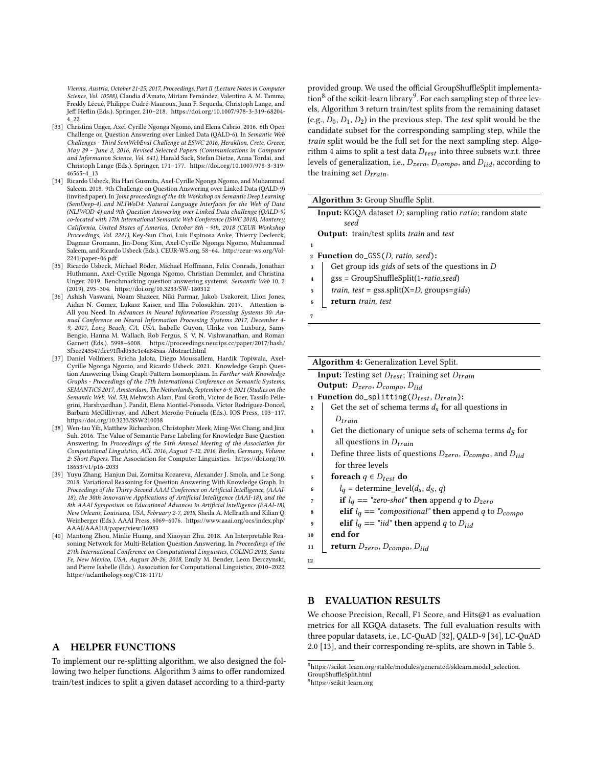Vienna, Austria, October 21-25, 2017, Proceedings, Part II (Lecture Notes in Computer Science, Vol. 10588)*, Claudia d'Amato, Miriam Fernández, Valentina A. M. Tamma, Freddy Lécué, Philippe Cudré-Mauroux, Juan F. Sequeda, Christoph Lange, and Jeff Heflin (Eds.). Springer, 210–218. https://doi.org/10.1007/978-3-319-68204-4_22

[33] Christina Unger, Axel-Cyrille Ngonga Ngomo, and Elena Cabrio. 2016. 6th Open Challenge on Question Answering over Linked Data (QALD-6). In *Semantic Web Challenges - Third SemWebEval Challenge at ESWC 2016, Heraklion, Crete, Greece, May 29 - June 2, 2016, Revised Selected Papers (Communications in Computer and Information Science, Vol. 641)*, Harald Sack, Stefan Dietze, Anna Tordai, and Christoph Lange (Eds.). Springer, 171–177. https://doi.org/10.1007/978-3-319-46565-4_13

[34] Ricardo Usbeck, Ria Hari Gusmita, Axel-Cyrille Ngonga Ngomo, and Muhammad Saleem. 2018. 9th Challenge on Question Answering over Linked Data (QALD-9) (invited paper). In *Joint proceedings of the 4th Workshop on Semantic Deep Learning (SemDeep-4) and NLIWoD4: Natural Language Interfaces for the Web of Data (NLIWOD-4) and 9th Question Answering over Linked Data challenge (QALD-9) co-located with 17th International Semantic Web Conference (ISWC 2018), Monterey, California, United States of America, October 8th - 9th, 2018 (CEUR Workshop Proceedings, Vol. 2241)*, Key-Sun Choi, Luis Espinosa Anke, Thierry Declerck, Dagmar Gromann, Jin-Dong Kim, Axel-Cyrille Ngonga Ngomo, Muhammad Saleem, and Ricardo Usbeck (Eds.). CEUR-WS.org, 58–64. http://ceur-ws.org/Vol-2241/paper-06.pdf

[35] Ricardo Usbeck, Michael Röder, Michael Hoffmann, Felix Conrads, Jonathan Huthmann, Axel-Cyrille Ngonga Ngomo, Christian Demmler, and Christina Unger. 2019. Benchmarking question answering systems. *Semantic Web* 10, 2 (2019), 293–304. https://doi.org/10.3233/SW-180312

[36] Ashish Vaswani, Noam Shazeer, Niki Parmar, Jakob Uszkoreit, Llion Jones, Aidan N. Gomez, Lukasz Kaiser, and Illia Polosukhin. 2017. Attention is All you Need. In *Advances in Neural Information Processing Systems 30: Annual Conference on Neural Information Processing Systems 2017, December 4-9, 2017, Long Beach, CA, USA*, Isabelle Guyon, Ulrike von Luxburg, Samy Bengio, Hanna M. Wallach, Rob Fergus, S. V. N. Vishwanathan, and Roman Garnett (Eds.). 5998–6008. https://proceedings.neurips.cc/paper/2017/hash/3f5ee243547dee91fbd053c1c4a845aa-Abstract.html

[37] Daniel Vollmers, Rricha Jalota, Diego Moussallem, Hardik Topiwala, Axel-Cyrille Ngonga Ngomo, and Ricardo Usbeck. 2021. Knowledge Graph Question Answering Using Graph-Pattern Isomorphism. In *Further with Knowledge Graphs - Proceedings of the 17th International Conference on Semantic Systems, SEMANTiCS 2017, Amsterdam, The Netherlands, September 6-9, 2021 (Studies on the Semantic Web, Vol. 53)*, Mehwish Alam, Paul Groth, Victor de Boer, Tassilo Pellegrini, Harshvardhan J. Pandit, Elena Montiel-Ponsoda, Víctor Rodríguez-Doncel, Barbara McGillivray, and Albert Meroño-Peñuela (Eds.). IOS Press, 103–117. https://doi.org/10.3233/SSW210038

[38] Wen-tau Yih, Matthew Richardson, Christopher Meek, Ming-Wei Chang, and Jina Suh. 2016. The Value of Semantic Parse Labeling for Knowledge Base Question Answering. In *Proceedings of the 54th Annual Meeting of the Association for Computational Linguistics, ACL 2016, August 7-12, 2016, Berlin, Germany, Volume 2: Short Papers*. The Association for Computer Linguistics. https://doi.org/10.18653/v1/p16-2033

[39] Yuyu Zhang, Hanjun Dai, Zornitsa Kozareva, Alexander J. Smola, and Le Song. 2018. Variational Reasoning for Question Answering With Knowledge Graph. In *Proceedings of the Thirty-Second AAAI Conference on Artificial Intelligence, (AAAI-18), the 30th innovative Applications of Artificial Intelligence (IAAI-18), and the 8th AAAI Symposium on Educational Advances in Artificial Intelligence (EAAI-18), New Orleans, Louisiana, USA, February 2-7, 2018*, Sheila A. McIlraith and Kilian Q. Weinberger (Eds.). AAAI Press, 6069–6076. https://www.aaai.org/ocs/index.php/AAAI/AAAI18/paper/view/16983

[40] Mantong Zhou, Minlie Huang, and Xiaoyan Zhu. 2018. An Interpretable Reasoning Network for Multi-Relation Question Answering. In *Proceedings of the 27th International Conference on Computational Linguistics, COLING 2018, Santa Fe, New Mexico, USA, August 20-26, 2018*, Emily M. Bender, Leon Derczynski, and Pierre Isabelle (Eds.). Association for Computational Linguistics, 2010–2022. https://aclanthology.org/C18-1171/

## A HELPER FUNCTIONS

To implement our re-splitting algorithm, we also designed the following two helper functions. Algorithm 3 aims to offer randomized train/test indices to split a given dataset according to a third-party provided group. We used the official GroupShuffleSplit implementation[8] of the scikit-learn library[9]. For each sampling step of three levels, Algorithm 3 return train/test splits from the remaining dataset (e.g., $D_0$, $D_1$, $D_2$) in the previous step. The *test* split would be the candidate subset for the corresponding sampling step, while the *train* split would be the full set for the next sampling step. Algorithm 4 aims to split a test data $D_{test}$ into three subsets w.r.t. three levels of generalization, i.e., $D_{zero}$, $D_{compo}$, and $D_{iid}$, according to the training set $D_{train}$.

**Algorithm 3:** Group Shuffle Split.

**Input:** KGQA dataset $D$; sampling ratio *ratio*; random state *seed*
**Output:** train/test splits *train* and *test*

```
1
2  Function do_GSS(D, ratio, seed):
3      Get group ids gids of sets of the questions in D
4      gss = GroupShuffleSplit(1-ratio,seed)
5      train, test = gss.split(X=D, groups=gids)
6      return train, test
7
```

**Algorithm 4:** Generalization Level Split.

**Input:** Testing set $D_{test}$; Training set $D_{train}$
**Output:** $D_{zero}$, $D_{compo}$, $D_{iid}$

```
1  Function do_splitting(D_test, D_train):
2      Get the set of schema terms d_s for all questions in
         D_train
3      Get the dictionary of unique sets of schema terms d_S for
         all questions in D_train
4      Define three lists of questions D_zero, D_compo, and D_iid
         for three levels
5      foreach q ∈ D_test do
6          l_q = determine_level(d_s, d_S, q)
7          if l_q == "zero-shot" then append q to D_zero
8          elif l_q == "compositional" then append q to D_compo
9          elif l_q == "iid" then append q to D_iid
10     end for
11     return D_zero, D_compo, D_iid
12
```

## B EVALUATION RESULTS

We choose Precision, Recall, F1 Score, and Hits@1 as evaluation metrics for all KGQA datasets. The full evaluation results with three popular datasets, i.e., LC-QuAD [32], QALD-9 [34], LC-QuAD 2.0 [13], and their corresponding re-splits, are shown in Table 5.

[8] https://scikit-learn.org/stable/modules/generated/sklearn.model_selection.GroupShuffleSplit.html
[9] https://scikit-learn.org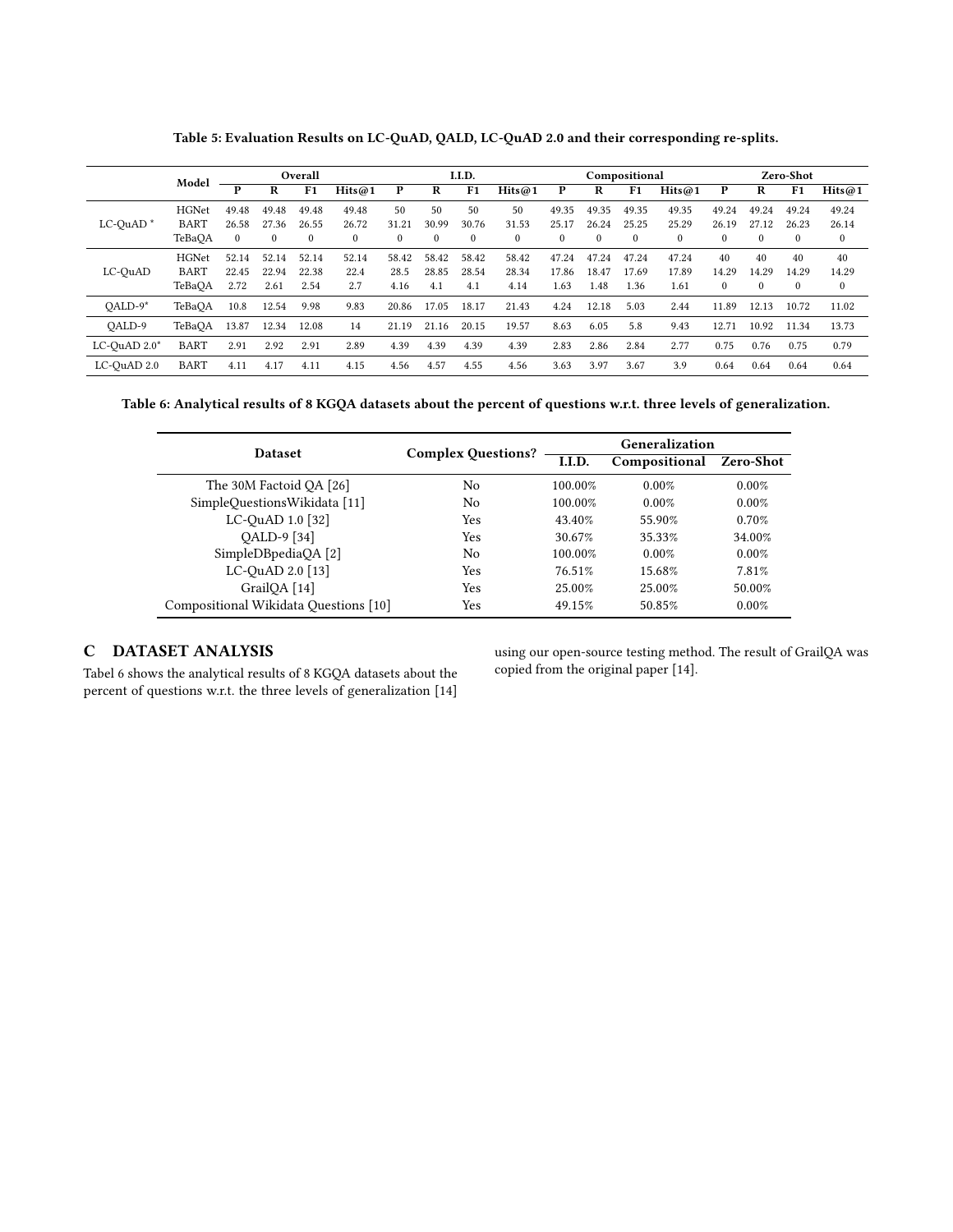**Table 5: Evaluation Results on LC-QuAD, QALD, LC-QuAD 2.0 and their corresponding re-splits.**

| | Model | Overall | | | | I.I.D. | | | | Compositional | | | | Zero-Shot | | | |
|---|---|---|---|---|---|---|---|---|---|---|---|---|---|---|---|---|---|
| | | P | R | F1 | Hits@1 | P | R | F1 | Hits@1 | P | R | F1 | Hits@1 | P | R | F1 | Hits@1 |
| LC-QuAD * | HGNet | 49.48 | 49.48 | 49.48 | 49.48 | 50 | 50 | 50 | 50 | 49.35 | 49.35 | 49.35 | 49.35 | 49.24 | 49.24 | 49.24 | 49.24 |
| | BART | 26.58 | 27.36 | 26.55 | 26.72 | 31.21 | 30.99 | 30.76 | 31.53 | 25.17 | 26.24 | 25.25 | 25.29 | 26.19 | 27.12 | 26.23 | 26.14 |
| | TeBaQA | 0 | 0 | 0 | 0 | 0 | 0 | 0 | 0 | 0 | 0 | 0 | 0 | 0 | 0 | 0 | 0 |
| LC-QuAD | HGNet | 52.14 | 52.14 | 52.14 | 52.14 | 58.42 | 58.42 | 58.42 | 58.42 | 47.24 | 47.24 | 47.24 | 47.24 | 40 | 40 | 40 | 40 |
| | BART | 22.45 | 22.94 | 22.38 | 22.4 | 28.5 | 28.85 | 28.54 | 28.34 | 17.86 | 18.47 | 17.69 | 17.89 | 14.29 | 14.29 | 14.29 | 14.29 |
| | TeBaQA | 2.72 | 2.61 | 2.54 | 2.7 | 4.16 | 4.1 | 4.1 | 4.14 | 1.63 | 1.48 | 1.36 | 1.61 | 0 | 0 | 0 | 0 |
| QALD-9* | TeBaQA | 10.8 | 12.54 | 9.98 | 9.83 | 20.86 | 17.05 | 18.17 | 21.43 | 4.24 | 12.18 | 5.03 | 2.44 | 11.89 | 12.13 | 10.72 | 11.02 |
| QALD-9 | TeBaQA | 13.87 | 12.34 | 12.08 | 14 | 21.19 | 21.16 | 20.15 | 19.57 | 8.63 | 6.05 | 5.8 | 9.43 | 12.71 | 10.92 | 11.34 | 13.73 |
| LC-QuAD 2.0* | BART | 2.91 | 2.92 | 2.91 | 2.89 | 4.39 | 4.39 | 4.39 | 4.39 | 2.83 | 2.86 | 2.84 | 2.77 | 0.75 | 0.76 | 0.75 | 0.79 |
| LC-QuAD 2.0 | BART | 4.11 | 4.17 | 4.11 | 4.15 | 4.56 | 4.57 | 4.55 | 4.56 | 3.63 | 3.97 | 3.67 | 3.9 | 0.64 | 0.64 | 0.64 | 0.64 |

**Table 6: Analytical results of 8 KGQA datasets about the percent of questions w.r.t. three levels of generalization.**

| Dataset | Complex Questions? | Generalization | | |
|---|---|---|---|---|
| | | I.I.D. | Compositional | Zero-Shot |
| The 30M Factoid QA [26] | No | 100.00% | 0.00% | 0.00% |
| SimpleQuestionsWikidata [11] | No | 100.00% | 0.00% | 0.00% |
| LC-QuAD 1.0 [32] | Yes | 43.40% | 55.90% | 0.70% |
| QALD-9 [34] | Yes | 30.67% | 35.33% | 34.00% |
| SimpleDBpediaQA [2] | No | 100.00% | 0.00% | 0.00% |
| LC-QuAD 2.0 [13] | Yes | 76.51% | 15.68% | 7.81% |
| GrailQA [14] | Yes | 25.00% | 25.00% | 50.00% |
| Compositional Wikidata Questions [10] | Yes | 49.15% | 50.85% | 0.00% |

## C DATASET ANALYSIS

Tabel 6 shows the analytical results of 8 KGQA datasets about the percent of questions w.r.t. the three levels of generalization [14] using our open-source testing method. The result of GrailQA was copied from the original paper [14].